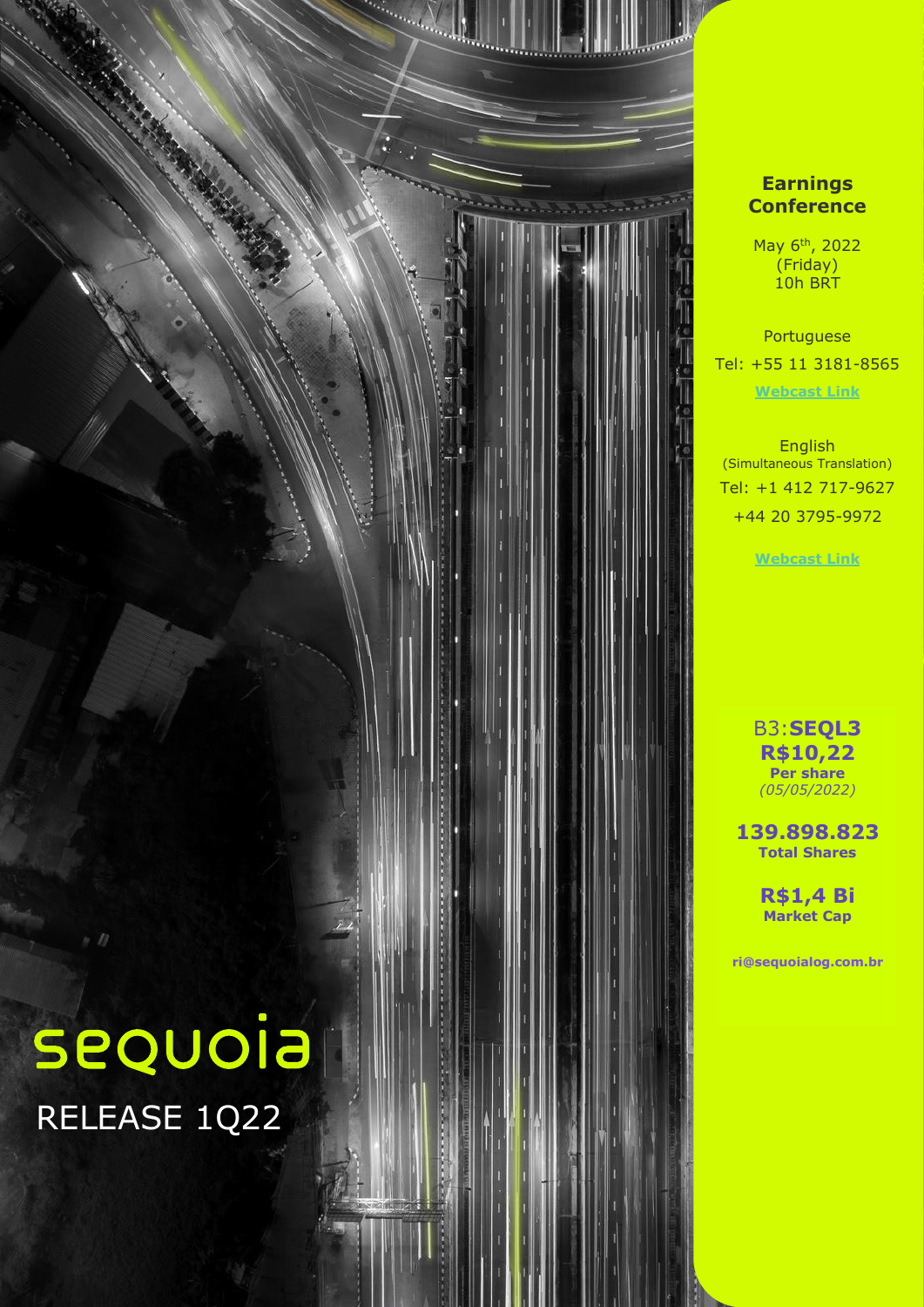sequoia

# RELEASE 1Q22

**Earnings Conference**

May 6th, 2022
(Friday)
10h BRT

Portuguese
Tel: +55 11 3181-8565
[Webcast Link]

English
(Simultaneous Translation)
Tel: +1 412 717-9627
+44 20 3795-9972

[Webcast Link]

B3:**SEQL3**
**R$10,22**
**Per share**
*(05/05/2022)*

**139.898.823**
**Total Shares**

**R$1,4 Bi**
**Market Cap**

**ri@sequoialog.com.br**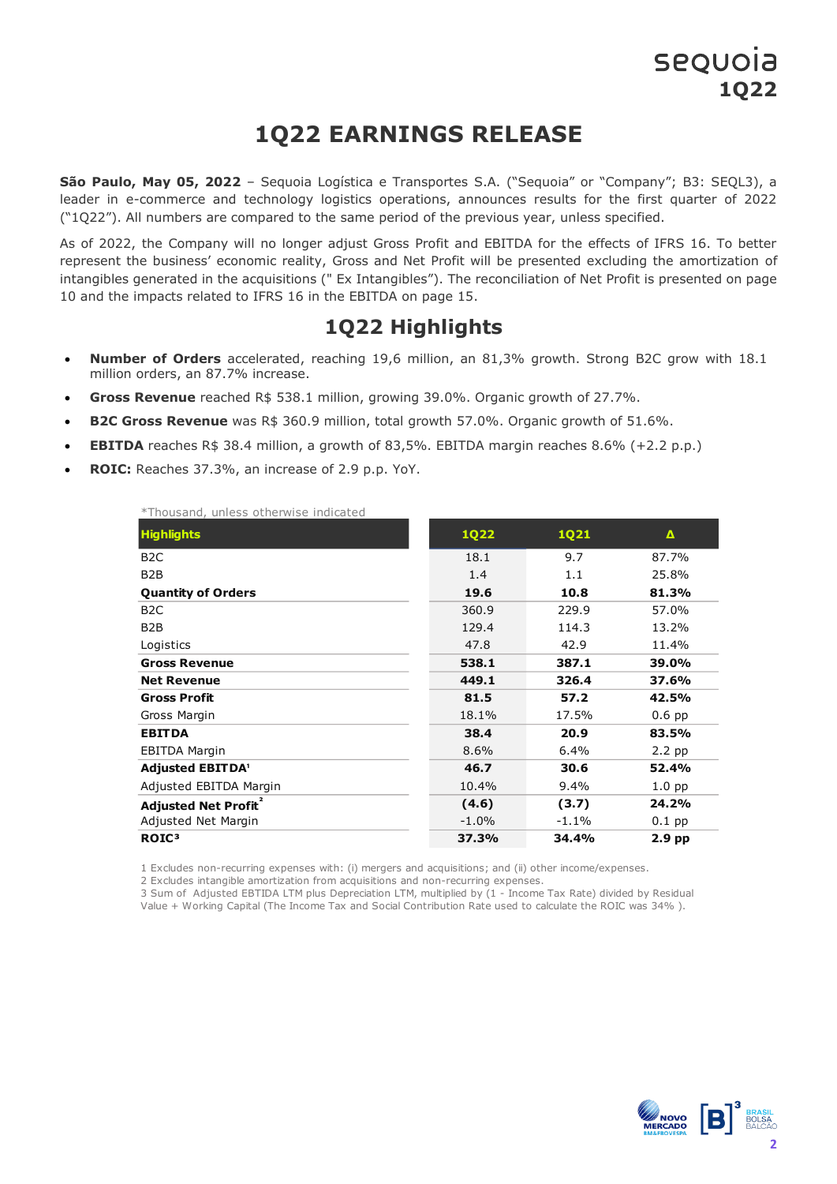# 1Q22 EARNINGS RELEASE

**São Paulo, May 05, 2022** – Sequoia Logística e Transportes S.A. ("Sequoia" or "Company"; B3: SEQL3), a leader in e-commerce and technology logistics operations, announces results for the first quarter of 2022 ("1Q22"). All numbers are compared to the same period of the previous year, unless specified.

As of 2022, the Company will no longer adjust Gross Profit and EBITDA for the effects of IFRS 16. To better represent the business' economic reality, Gross and Net Profit will be presented excluding the amortization of intangibles generated in the acquisitions (" Ex Intangibles"). The reconciliation of Net Profit is presented on page 10 and the impacts related to IFRS 16 in the EBITDA on page 15.

## 1Q22 Highlights

- **Number of Orders** accelerated, reaching 19,6 million, an 81,3% growth. Strong B2C grow with 18.1 million orders, an 87.7% increase.
- **Gross Revenue** reached R$ 538.1 million, growing 39.0%. Organic growth of 27.7%.
- **B2C Gross Revenue** was R$ 360.9 million, total growth 57.0%. Organic growth of 51.6%.
- **EBITDA** reaches R$ 38.4 million, a growth of 83,5%. EBITDA margin reaches 8.6% (+2.2 p.p.)
- **ROIC:** Reaches 37.3%, an increase of 2.9 p.p. YoY.

*Thousand, unless otherwise indicated

| Highlights | 1Q22 | 1Q21 | Δ |
|---|---|---|---|
| B2C | 18.1 | 9.7 | 87.7% |
| B2B | 1.4 | 1.1 | 25.8% |
| **Quantity of Orders** | **19.6** | **10.8** | **81.3%** |
| B2C | 360.9 | 229.9 | 57.0% |
| B2B | 129.4 | 114.3 | 13.2% |
| Logistics | 47.8 | 42.9 | 11.4% |
| **Gross Revenue** | **538.1** | **387.1** | **39.0%** |
| **Net Revenue** | **449.1** | **326.4** | **37.6%** |
| **Gross Profit** | **81.5** | **57.2** | **42.5%** |
| Gross Margin | 18.1% | 17.5% | 0.6 pp |
| **EBITDA** | **38.4** | **20.9** | **83.5%** |
| EBITDA Margin | 8.6% | 6.4% | 2.2 pp |
| **Adjusted EBITDA**[1] | **46.7** | **30.6** | **52.4%** |
| Adjusted EBITDA Margin | 10.4% | 9.4% | 1.0 pp |
| **Adjusted Net Profit**[2] | **(4.6)** | **(3.7)** | **24.2%** |
| Adjusted Net Margin | -1.0% | -1.1% | 0.1 pp |
| **ROIC**[3] | **37.3%** | **34.4%** | **2.9 pp** |

1 Excludes non-recurring expenses with: (i) mergers and acquisitions; and (ii) other income/expenses.
2 Excludes intangible amortization from acquisitions and non-recurring expenses.
3 Sum of Adjusted EBTIDA LTM plus Depreciation LTM, multiplied by (1 - Income Tax Rate) divided by Residual Value + Working Capital (The Income Tax and Social Contribution Rate used to calculate the ROIC was 34% ).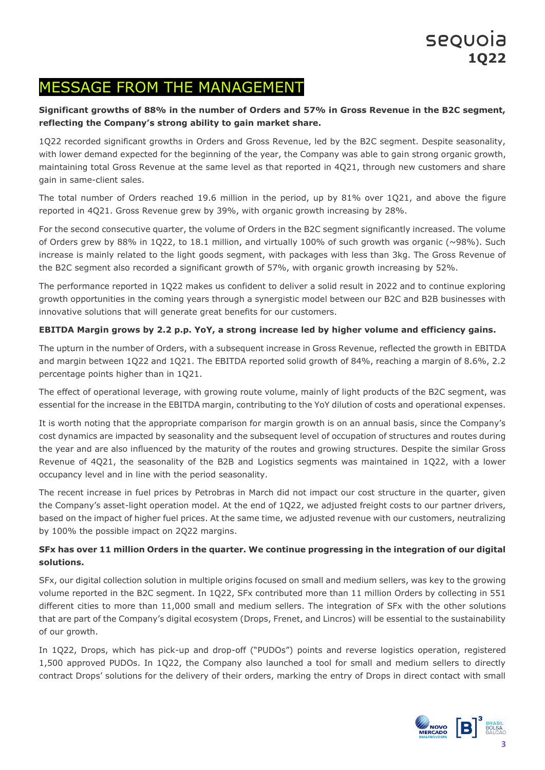# MESSAGE FROM THE MANAGEMENT

**Significant growths of 88% in the number of Orders and 57% in Gross Revenue in the B2C segment, reflecting the Company's strong ability to gain market share.**

1Q22 recorded significant growths in Orders and Gross Revenue, led by the B2C segment. Despite seasonality, with lower demand expected for the beginning of the year, the Company was able to gain strong organic growth, maintaining total Gross Revenue at the same level as that reported in 4Q21, through new customers and share gain in same-client sales.

The total number of Orders reached 19.6 million in the period, up by 81% over 1Q21, and above the figure reported in 4Q21. Gross Revenue grew by 39%, with organic growth increasing by 28%.

For the second consecutive quarter, the volume of Orders in the B2C segment significantly increased. The volume of Orders grew by 88% in 1Q22, to 18.1 million, and virtually 100% of such growth was organic (~98%). Such increase is mainly related to the light goods segment, with packages with less than 3kg. The Gross Revenue of the B2C segment also recorded a significant growth of 57%, with organic growth increasing by 52%.

The performance reported in 1Q22 makes us confident to deliver a solid result in 2022 and to continue exploring growth opportunities in the coming years through a synergistic model between our B2C and B2B businesses with innovative solutions that will generate great benefits for our customers.

**EBITDA Margin grows by 2.2 p.p. YoY, a strong increase led by higher volume and efficiency gains.**

The upturn in the number of Orders, with a subsequent increase in Gross Revenue, reflected the growth in EBITDA and margin between 1Q22 and 1Q21. The EBITDA reported solid growth of 84%, reaching a margin of 8.6%, 2.2 percentage points higher than in 1Q21.

The effect of operational leverage, with growing route volume, mainly of light products of the B2C segment, was essential for the increase in the EBITDA margin, contributing to the YoY dilution of costs and operational expenses.

It is worth noting that the appropriate comparison for margin growth is on an annual basis, since the Company's cost dynamics are impacted by seasonality and the subsequent level of occupation of structures and routes during the year and are also influenced by the maturity of the routes and growing structures. Despite the similar Gross Revenue of 4Q21, the seasonality of the B2B and Logistics segments was maintained in 1Q22, with a lower occupancy level and in line with the period seasonality.

The recent increase in fuel prices by Petrobras in March did not impact our cost structure in the quarter, given the Company's asset-light operation model. At the end of 1Q22, we adjusted freight costs to our partner drivers, based on the impact of higher fuel prices. At the same time, we adjusted revenue with our customers, neutralizing by 100% the possible impact on 2Q22 margins.

**SFx has over 11 million Orders in the quarter. We continue progressing in the integration of our digital solutions.**

SFx, our digital collection solution in multiple origins focused on small and medium sellers, was key to the growing volume reported in the B2C segment. In 1Q22, SFx contributed more than 11 million Orders by collecting in 551 different cities to more than 11,000 small and medium sellers. The integration of SFx with the other solutions that are part of the Company's digital ecosystem (Drops, Frenet, and Lincros) will be essential to the sustainability of our growth.

In 1Q22, Drops, which has pick-up and drop-off ("PUDOs") points and reverse logistics operation, registered 1,500 approved PUDOs. In 1Q22, the Company also launched a tool for small and medium sellers to directly contract Drops' solutions for the delivery of their orders, marking the entry of Drops in direct contact with small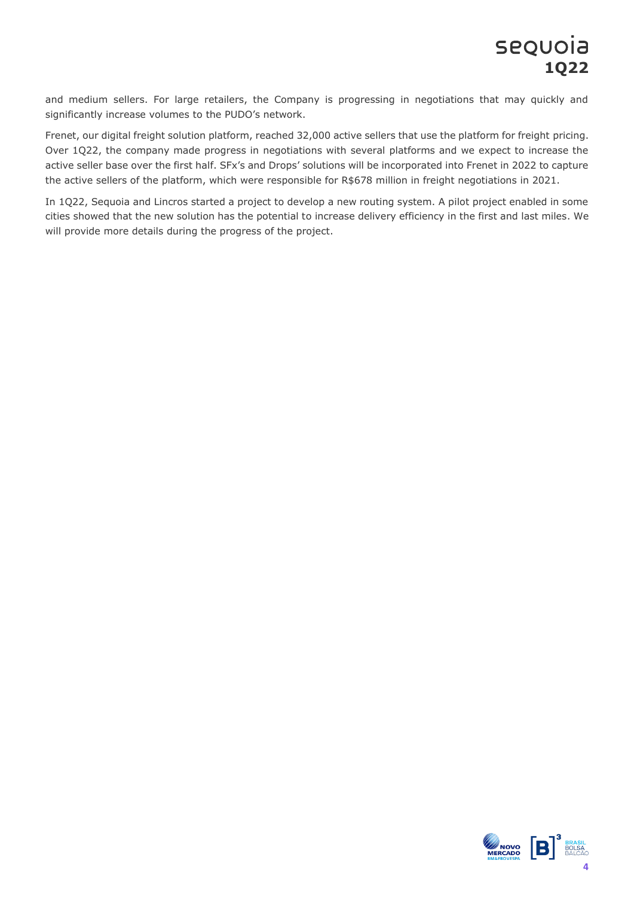and medium sellers. For large retailers, the Company is progressing in negotiations that may quickly and significantly increase volumes to the PUDO's network.

Frenet, our digital freight solution platform, reached 32,000 active sellers that use the platform for freight pricing. Over 1Q22, the company made progress in negotiations with several platforms and we expect to increase the active seller base over the first half. SFx's and Drops' solutions will be incorporated into Frenet in 2022 to capture the active sellers of the platform, which were responsible for R$678 million in freight negotiations in 2021.

In 1Q22, Sequoia and Lincros started a project to develop a new routing system. A pilot project enabled in some cities showed that the new solution has the potential to increase delivery efficiency in the first and last miles. We will provide more details during the progress of the project.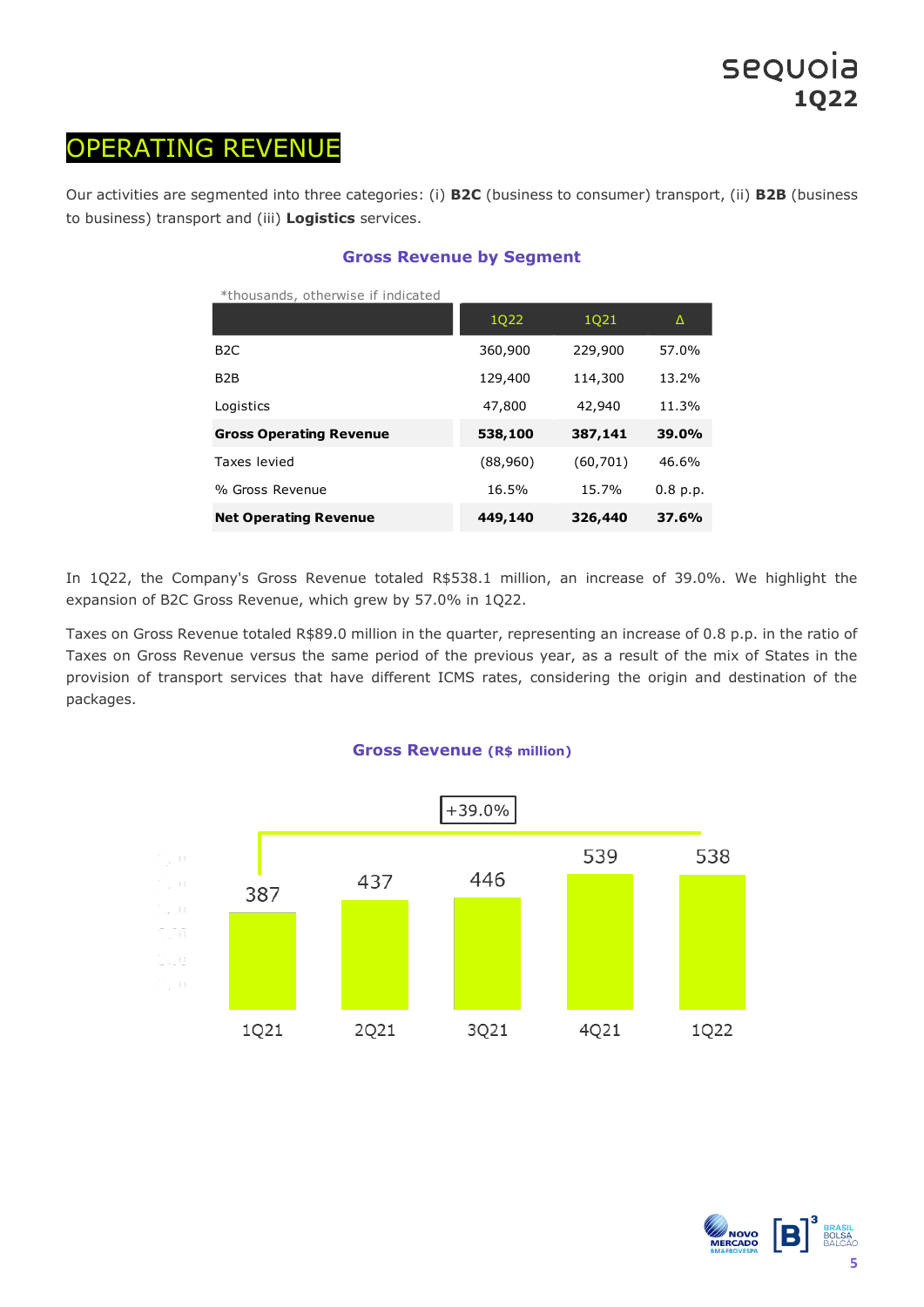# OPERATING REVENUE

Our activities are segmented into three categories: (i) **B2C** (business to consumer) transport, (ii) **B2B** (business to business) transport and (iii) **Logistics** services.

### Gross Revenue by Segment

*thousands, otherwise if indicated

| | 1Q22 | 1Q21 | Δ |
|---|---|---|---|
| B2C | 360,900 | 229,900 | 57.0% |
| B2B | 129,400 | 114,300 | 13.2% |
| Logistics | 47,800 | 42,940 | 11.3% |
| **Gross Operating Revenue** | **538,100** | **387,141** | **39.0%** |
| Taxes levied | (88,960) | (60,701) | 46.6% |
| % Gross Revenue | 16.5% | 15.7% | 0.8 p.p. |
| **Net Operating Revenue** | **449,140** | **326,440** | **37.6%** |

In 1Q22, the Company's Gross Revenue totaled R$538.1 million, an increase of 39.0%. We highlight the expansion of B2C Gross Revenue, which grew by 57.0% in 1Q22.

Taxes on Gross Revenue totaled R$89.0 million in the quarter, representing an increase of 0.8 p.p. in the ratio of Taxes on Gross Revenue versus the same period of the previous year, as a result of the mix of States in the provision of transport services that have different ICMS rates, considering the origin and destination of the packages.

### Gross Revenue (R$ million)

+39.0%

| 1Q21 | 2Q21 | 3Q21 | 4Q21 | 1Q22 |
|---|---|---|---|---|
| 387 | 437 | 446 | 539 | 538 |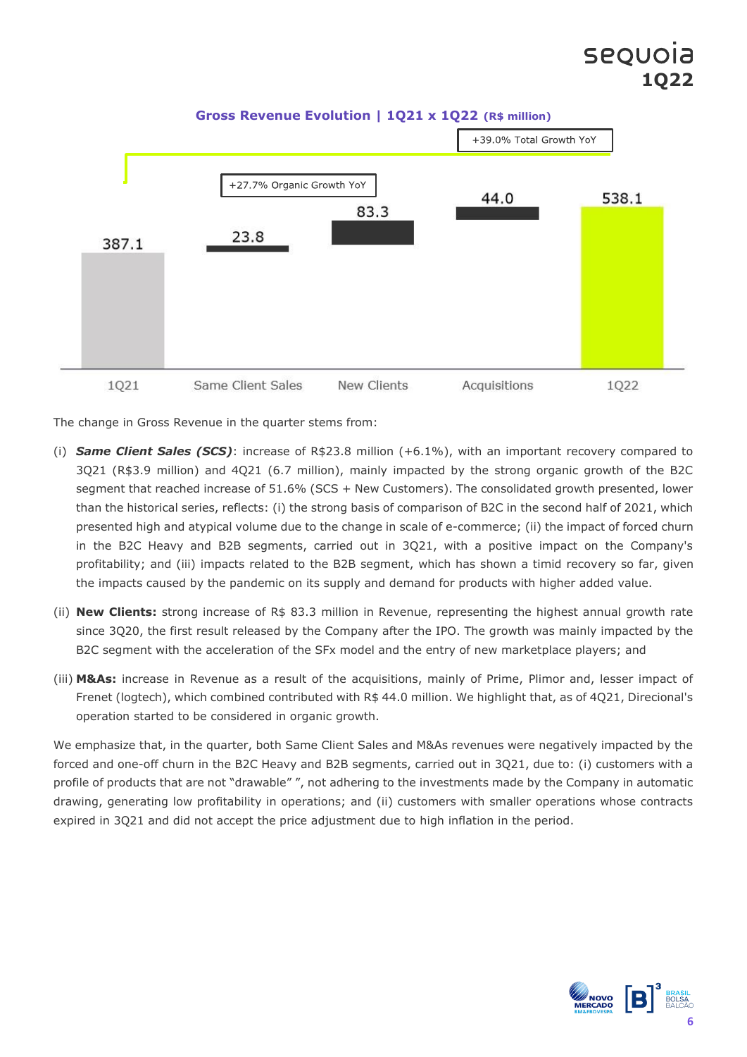**Gross Revenue Evolution | 1Q21 x 1Q22 (R$ million)**

+39.0% Total Growth YoY

+27.7% Organic Growth YoY

| 1Q21 | Same Client Sales | New Clients | Acquisitions | 1Q22 |
|---|---|---|---|---|
| 387.1 | 23.8 | 83.3 | 44.0 | 538.1 |

The change in Gross Revenue in the quarter stems from:

(i) ***Same Client Sales (SCS)***: increase of R$23.8 million (+6.1%), with an important recovery compared to 3Q21 (R$3.9 million) and 4Q21 (6.7 million), mainly impacted by the strong organic growth of the B2C segment that reached increase of 51.6% (SCS + New Customers). The consolidated growth presented, lower than the historical series, reflects: (i) the strong basis of comparison of B2C in the second half of 2021, which presented high and atypical volume due to the change in scale of e-commerce; (ii) the impact of forced churn in the B2C Heavy and B2B segments, carried out in 3Q21, with a positive impact on the Company's profitability; and (iii) impacts related to the B2B segment, which has shown a timid recovery so far, given the impacts caused by the pandemic on its supply and demand for products with higher added value.

(ii) **New Clients:** strong increase of R$ 83.3 million in Revenue, representing the highest annual growth rate since 3Q20, the first result released by the Company after the IPO. The growth was mainly impacted by the B2C segment with the acceleration of the SFx model and the entry of new marketplace players; and

(iii) **M&As:** increase in Revenue as a result of the acquisitions, mainly of Prime, Plimor and, lesser impact of Frenet (logtech), which combined contributed with R$ 44.0 million. We highlight that, as of 4Q21, Direcional's operation started to be considered in organic growth.

We emphasize that, in the quarter, both Same Client Sales and M&As revenues were negatively impacted by the forced and one-off churn in the B2C Heavy and B2B segments, carried out in 3Q21, due to: (i) customers with a profile of products that are not "drawable" ", not adhering to the investments made by the Company in automatic drawing, generating low profitability in operations; and (ii) customers with smaller operations whose contracts expired in 3Q21 and did not accept the price adjustment due to high inflation in the period.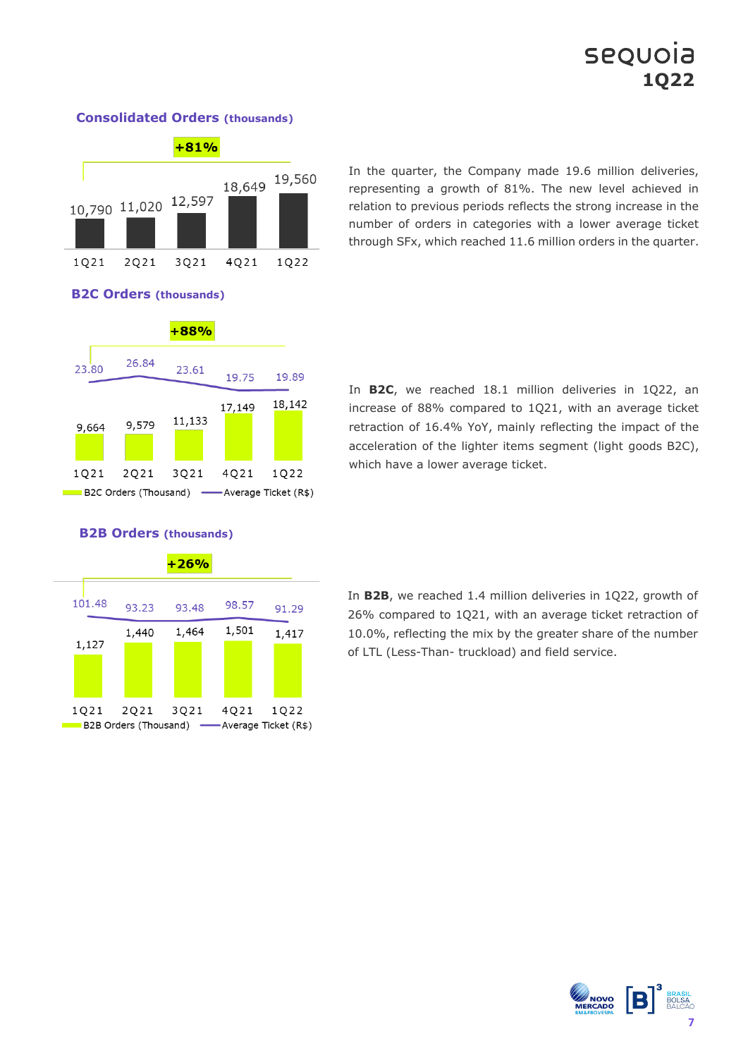### Consolidated Orders (thousands)

| 1Q21 | 2Q21 | 3Q21 | 4Q21 | 1Q22 |
|---|---|---|---|---|
| 10,790 | 11,020 | 12,597 | 18,649 | 19,560 |

+81%

In the quarter, the Company made 19.6 million deliveries, representing a growth of 81%. The new level achieved in relation to previous periods reflects the strong increase in the number of orders in categories with a lower average ticket through SFx, which reached 11.6 million orders in the quarter.

### B2C Orders (thousands)

| | 1Q21 | 2Q21 | 3Q21 | 4Q21 | 1Q22 |
|---|---|---|---|---|---|
| B2C Orders (Thousand) | 9,664 | 9,579 | 11,133 | 17,149 | 18,142 |
| Average Ticket (R$) | 23.80 | 26.84 | 23.61 | 19.75 | 19.89 |

+88%

In **B2C**, we reached 18.1 million deliveries in 1Q22, an increase of 88% compared to 1Q21, with an average ticket retraction of 16.4% YoY, mainly reflecting the impact of the acceleration of the lighter items segment (light goods B2C), which have a lower average ticket.

### B2B Orders (thousands)

| | 1Q21 | 2Q21 | 3Q21 | 4Q21 | 1Q22 |
|---|---|---|---|---|---|
| B2B Orders (Thousand) | 1,127 | 1,440 | 1,464 | 1,501 | 1,417 |
| Average Ticket (R$) | 101.48 | 93.23 | 93.48 | 98.57 | 91.29 |

+26%

In **B2B**, we reached 1.4 million deliveries in 1Q22, growth of 26% compared to 1Q21, with an average ticket retraction of 10.0%, reflecting the mix by the greater share of the number of LTL (Less-Than- truckload) and field service.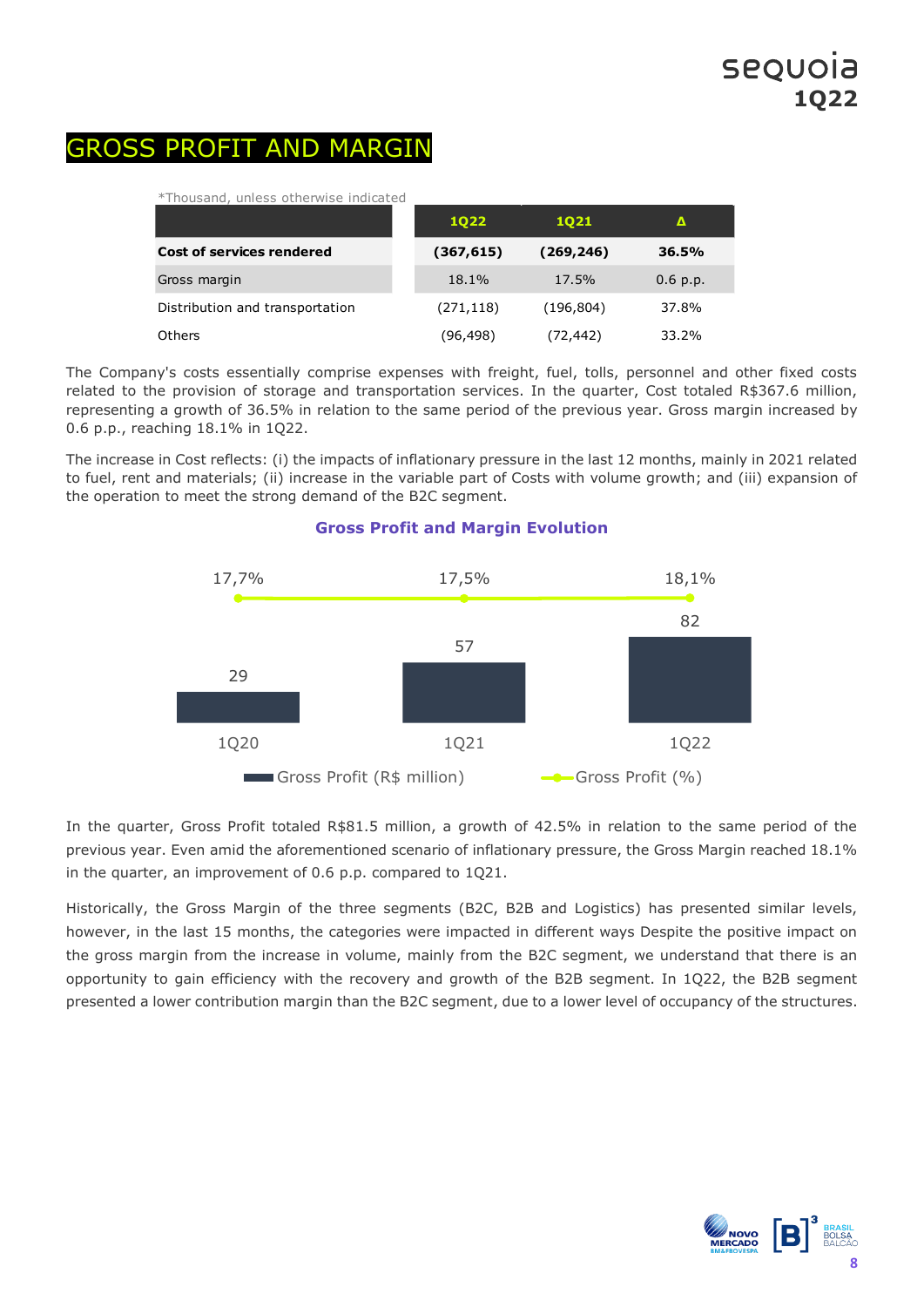# GROSS PROFIT AND MARGIN

*Thousand, unless otherwise indicated

| | 1Q22 | 1Q21 | Δ |
|---|---|---|---|
| **Cost of services rendered** | **(367,615)** | **(269,246)** | **36.5%** |
| Gross margin | 18.1% | 17.5% | 0.6 p.p. |
| Distribution and transportation | (271,118) | (196,804) | 37.8% |
| Others | (96,498) | (72,442) | 33.2% |

The Company's costs essentially comprise expenses with freight, fuel, tolls, personnel and other fixed costs related to the provision of storage and transportation services. In the quarter, Cost totaled R$367.6 million, representing a growth of 36.5% in relation to the same period of the previous year. Gross margin increased by 0.6 p.p., reaching 18.1% in 1Q22.

The increase in Cost reflects: (i) the impacts of inflationary pressure in the last 12 months, mainly in 2021 related to fuel, rent and materials; (ii) increase in the variable part of Costs with volume growth; and (iii) expansion of the operation to meet the strong demand of the B2C segment.

**Gross Profit and Margin Evolution**

| | 1Q20 | 1Q21 | 1Q22 |
|---|---|---|---|
| Gross Profit (R$ million) | 29 | 57 | 82 |
| Gross Profit (%) | 17,7% | 17,5% | 18,1% |

In the quarter, Gross Profit totaled R$81.5 million, a growth of 42.5% in relation to the same period of the previous year. Even amid the aforementioned scenario of inflationary pressure, the Gross Margin reached 18.1% in the quarter, an improvement of 0.6 p.p. compared to 1Q21.

Historically, the Gross Margin of the three segments (B2C, B2B and Logistics) has presented similar levels, however, in the last 15 months, the categories were impacted in different ways Despite the positive impact on the gross margin from the increase in volume, mainly from the B2C segment, we understand that there is an opportunity to gain efficiency with the recovery and growth of the B2B segment. In 1Q22, the B2B segment presented a lower contribution margin than the B2C segment, due to a lower level of occupancy of the structures.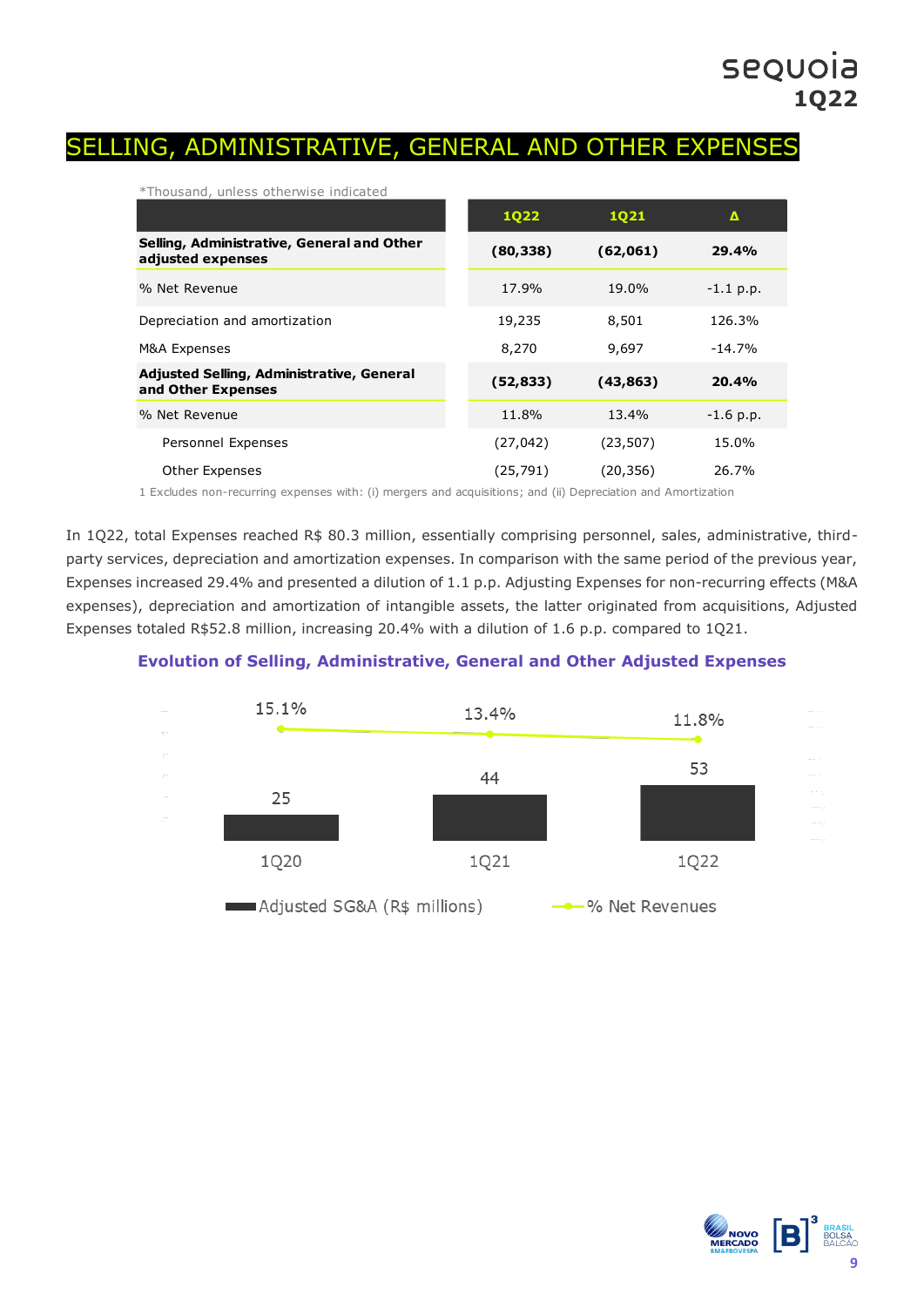# SELLING, ADMINISTRATIVE, GENERAL AND OTHER EXPENSES

*Thousand, unless otherwise indicated

| | 1Q22 | 1Q21 | Δ |
|---|---|---|---|
| **Selling, Administrative, General and Other adjusted expenses** | **(80,338)** | **(62,061)** | **29.4%** |
| % Net Revenue | 17.9% | 19.0% | -1.1 p.p. |
| Depreciation and amortization | 19,235 | 8,501 | 126.3% |
| M&A Expenses | 8,270 | 9,697 | -14.7% |
| **Adjusted Selling, Administrative, General and Other Expenses** | **(52,833)** | **(43,863)** | **20.4%** |
| % Net Revenue | 11.8% | 13.4% | -1.6 p.p. |
| Personnel Expenses | (27,042) | (23,507) | 15.0% |
| Other Expenses | (25,791) | (20,356) | 26.7% |

1 Excludes non-recurring expenses with: (i) mergers and acquisitions; and (ii) Depreciation and Amortization

In 1Q22, total Expenses reached R$ 80.3 million, essentially comprising personnel, sales, administrative, third-party services, depreciation and amortization expenses. In comparison with the same period of the previous year, Expenses increased 29.4% and presented a dilution of 1.1 p.p. Adjusting Expenses for non-recurring effects (M&A expenses), depreciation and amortization of intangible assets, the latter originated from acquisitions, Adjusted Expenses totaled R$52.8 million, increasing 20.4% with a dilution of 1.6 p.p. compared to 1Q21.

**Evolution of Selling, Administrative, General and Other Adjusted Expenses**

| | 1Q20 | 1Q21 | 1Q22 |
|---|---|---|---|
| Adjusted SG&A (R$ millions) | 25 | 44 | 53 |
| % Net Revenues | 15.1% | 13.4% | 11.8% |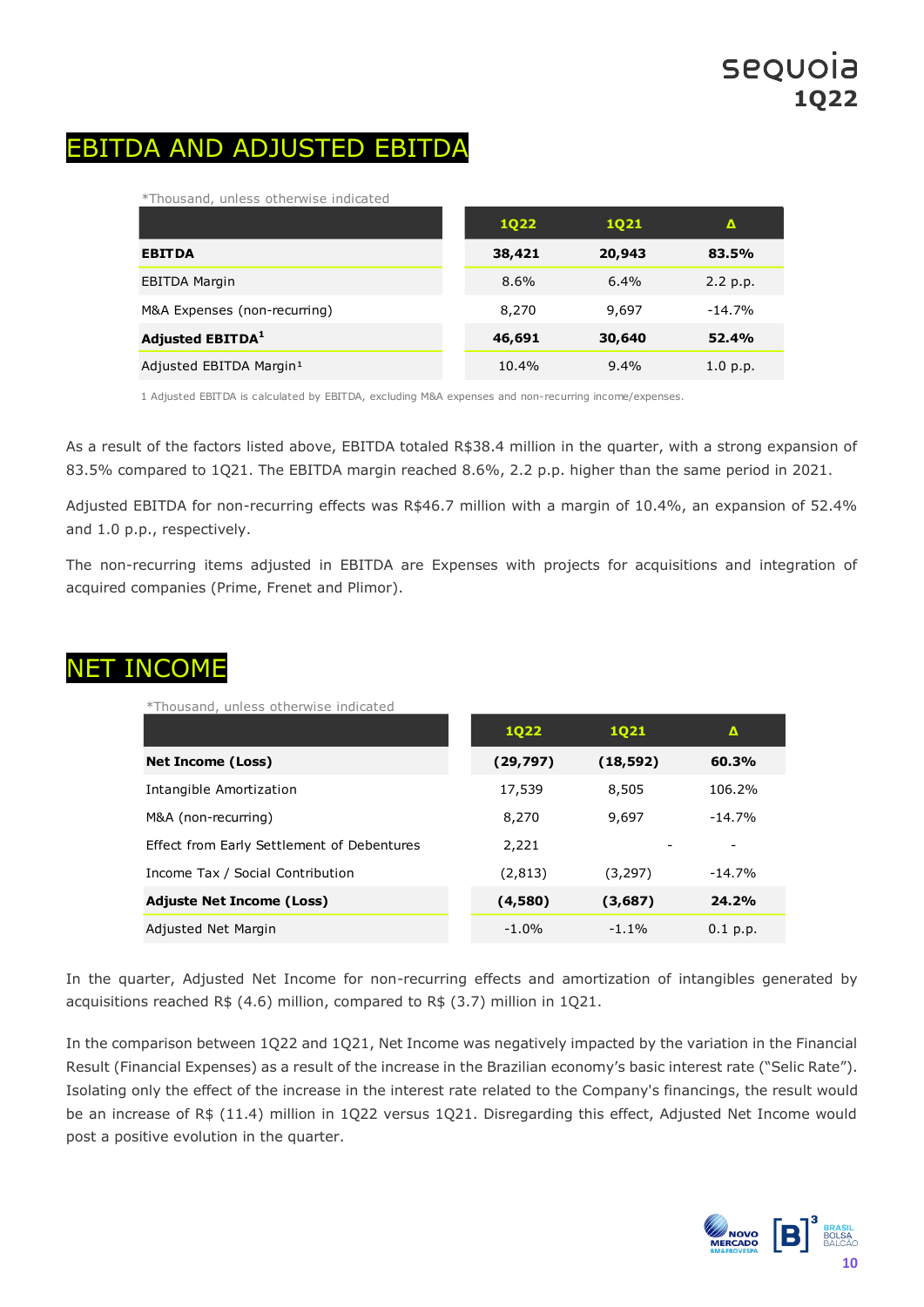## EBITDA AND ADJUSTED EBITDA

*Thousand, unless otherwise indicated

| | 1Q22 | 1Q21 | Δ |
|---|---|---|---|
| **EBITDA** | **38,421** | **20,943** | **83.5%** |
| EBITDA Margin | 8.6% | 6.4% | 2.2 p.p. |
| M&A Expenses (non-recurring) | 8,270 | 9,697 | -14.7% |
| **Adjusted EBITDA[1]** | **46,691** | **30,640** | **52.4%** |
| Adjusted EBITDA Margin[1] | 10.4% | 9.4% | 1.0 p.p. |

1 Adjusted EBITDA is calculated by EBITDA, excluding M&A expenses and non-recurring income/expenses.

As a result of the factors listed above, EBITDA totaled R$38.4 million in the quarter, with a strong expansion of 83.5% compared to 1Q21. The EBITDA margin reached 8.6%, 2.2 p.p. higher than the same period in 2021.

Adjusted EBITDA for non-recurring effects was R$46.7 million with a margin of 10.4%, an expansion of 52.4% and 1.0 p.p., respectively.

The non-recurring items adjusted in EBITDA are Expenses with projects for acquisitions and integration of acquired companies (Prime, Frenet and Plimor).

## NET INCOME

*Thousand, unless otherwise indicated

| | 1Q22 | 1Q21 | Δ |
|---|---|---|---|
| **Net Income (Loss)** | **(29,797)** | **(18,592)** | **60.3%** |
| Intangible Amortization | 17,539 | 8,505 | 106.2% |
| M&A (non-recurring) | 8,270 | 9,697 | -14.7% |
| Effect from Early Settlement of Debentures | 2,221 | - | - |
| Income Tax / Social Contribution | (2,813) | (3,297) | -14.7% |
| **Adjuste Net Income (Loss)** | **(4,580)** | **(3,687)** | **24.2%** |
| Adjusted Net Margin | -1.0% | -1.1% | 0.1 p.p. |

In the quarter, Adjusted Net Income for non-recurring effects and amortization of intangibles generated by acquisitions reached R$ (4.6) million, compared to R$ (3.7) million in 1Q21.

In the comparison between 1Q22 and 1Q21, Net Income was negatively impacted by the variation in the Financial Result (Financial Expenses) as a result of the increase in the Brazilian economy's basic interest rate ("Selic Rate"). Isolating only the effect of the increase in the interest rate related to the Company's financings, the result would be an increase of R$ (11.4) million in 1Q22 versus 1Q21. Disregarding this effect, Adjusted Net Income would post a positive evolution in the quarter.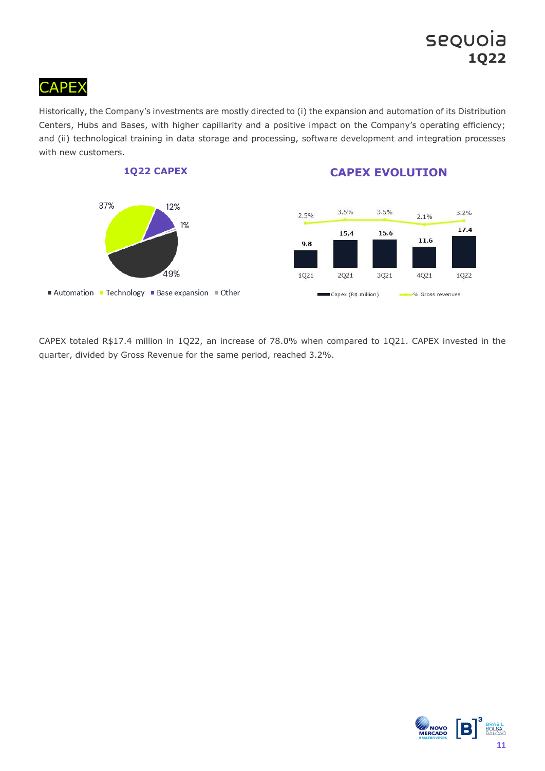## CAPEX

Historically, the Company's investments are mostly directed to (i) the expansion and automation of its Distribution Centers, Hubs and Bases, with higher capillarity and a positive impact on the Company's operating efficiency; and (ii) technological training in data storage and processing, software development and integration processes with new customers.

### 1Q22 CAPEX

| Category | % |
| --- | --- |
| Automation | 49% |
| Technology | 37% |
| Base expansion | 12% |
| Other | 1% |

### CAPEX EVOLUTION

| | 1Q21 | 2Q21 | 3Q21 | 4Q21 | 1Q22 |
| --- | --- | --- | --- | --- | --- |
| Capex (R$ million) | 9.8 | 15.4 | 15.6 | 11.6 | 17.4 |
| % Gross revenues | 2.5% | 3.5% | 3.5% | 2.1% | 3.2% |

CAPEX totaled R$17.4 million in 1Q22, an increase of 78.0% when compared to 1Q21. CAPEX invested in the quarter, divided by Gross Revenue for the same period, reached 3.2%.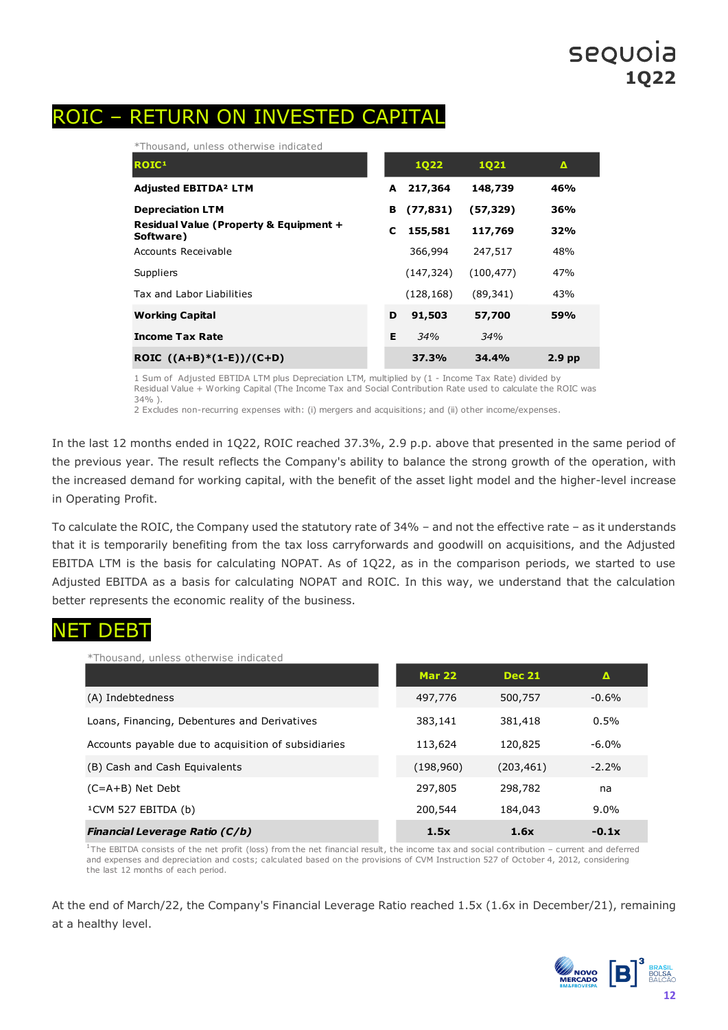# ROIC – RETURN ON INVESTED CAPITAL

*Thousand, unless otherwise indicated

| ROIC[1] | | 1Q22 | 1Q21 | Δ |
|---|---|---|---|---|
| **Adjusted EBITDA[2] LTM** | **A** | **217,364** | **148,739** | **46%** |
| **Depreciation LTM** | **B** | **(77,831)** | **(57,329)** | **36%** |
| **Residual Value (Property & Equipment + Software)** | **C** | **155,581** | **117,769** | **32%** |
| Accounts Receivable | | 366,994 | 247,517 | 48% |
| Suppliers | | (147,324) | (100,477) | 47% |
| Tax and Labor Liabilities | | (128,168) | (89,341) | 43% |
| **Working Capital** | **D** | **91,503** | **57,700** | **59%** |
| **Income Tax Rate** | **E** | *34%* | *34%* | |
| **ROIC ((A+B)*(1-E))/(C+D)** | | **37.3%** | **34.4%** | **2.9 pp** |

1 Sum of Adjusted EBTIDA LTM plus Depreciation LTM, multiplied by (1 - Income Tax Rate) divided by Residual Value + Working Capital (The Income Tax and Social Contribution Rate used to calculate the ROIC was 34% ).
2 Excludes non-recurring expenses with: (i) mergers and acquisitions; and (ii) other income/expenses.

In the last 12 months ended in 1Q22, ROIC reached 37.3%, 2.9 p.p. above that presented in the same period of the previous year. The result reflects the Company's ability to balance the strong growth of the operation, with the increased demand for working capital, with the benefit of the asset light model and the higher-level increase in Operating Profit.

To calculate the ROIC, the Company used the statutory rate of 34% – and not the effective rate – as it understands that it is temporarily benefiting from the tax loss carryforwards and goodwill on acquisitions, and the Adjusted EBITDA LTM is the basis for calculating NOPAT. As of 1Q22, as in the comparison periods, we started to use Adjusted EBITDA as a basis for calculating NOPAT and ROIC. In this way, we understand that the calculation better represents the economic reality of the business.

# NET DEBT

*Thousand, unless otherwise indicated

| | Mar 22 | Dec 21 | Δ |
|---|---|---|---|
| (A) Indebtedness | 497,776 | 500,757 | -0.6% |
| Loans, Financing, Debentures and Derivatives | 383,141 | 381,418 | 0.5% |
| Accounts payable due to acquisition of subsidiaries | 113,624 | 120,825 | -6.0% |
| (B) Cash and Cash Equivalents | (198,960) | (203,461) | -2.2% |
| (C=A+B) Net Debt | 297,805 | 298,782 | na |
| [1]CVM 527 EBITDA (b) | 200,544 | 184,043 | 9.0% |
| ***Financial Leverage Ratio (C/b)*** | **1.5x** | **1.6x** | **-0.1x** |

[1]The EBITDA consists of the net profit (loss) from the net financial result, the income tax and social contribution – current and deferred and expenses and depreciation and costs; calculated based on the provisions of CVM Instruction 527 of October 4, 2012, considering the last 12 months of each period.

At the end of March/22, the Company's Financial Leverage Ratio reached 1.5x (1.6x in December/21), remaining at a healthy level.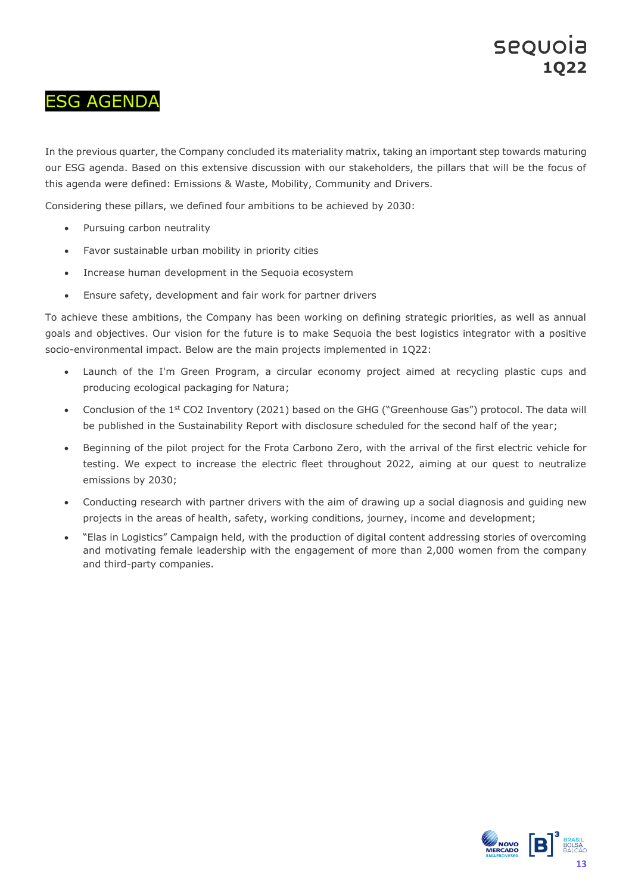# ESG AGENDA

In the previous quarter, the Company concluded its materiality matrix, taking an important step towards maturing our ESG agenda. Based on this extensive discussion with our stakeholders, the pillars that will be the focus of this agenda were defined: Emissions & Waste, Mobility, Community and Drivers.

Considering these pillars, we defined four ambitions to be achieved by 2030:

- Pursuing carbon neutrality
- Favor sustainable urban mobility in priority cities
- Increase human development in the Sequoia ecosystem
- Ensure safety, development and fair work for partner drivers

To achieve these ambitions, the Company has been working on defining strategic priorities, as well as annual goals and objectives. Our vision for the future is to make Sequoia the best logistics integrator with a positive socio-environmental impact. Below are the main projects implemented in 1Q22:

- Launch of the I'm Green Program, a circular economy project aimed at recycling plastic cups and producing ecological packaging for Natura;
- Conclusion of the 1st $CO_2$ Inventory (2021) based on the GHG ("Greenhouse Gas") protocol. The data will be published in the Sustainability Report with disclosure scheduled for the second half of the year;
- Beginning of the pilot project for the Frota Carbono Zero, with the arrival of the first electric vehicle for testing. We expect to increase the electric fleet throughout 2022, aiming at our quest to neutralize emissions by 2030;
- Conducting research with partner drivers with the aim of drawing up a social diagnosis and guiding new projects in the areas of health, safety, working conditions, journey, income and development;
- "Elas in Logistics" Campaign held, with the production of digital content addressing stories of overcoming and motivating female leadership with the engagement of more than 2,000 women from the company and third-party companies.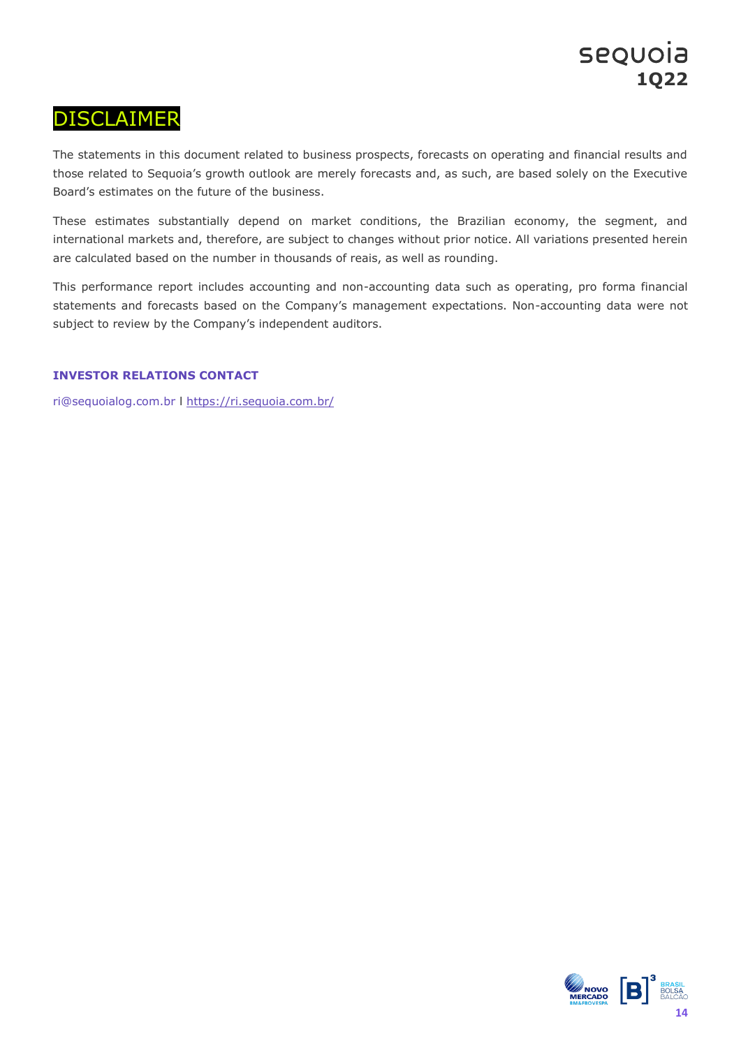# DISCLAIMER

The statements in this document related to business prospects, forecasts on operating and financial results and those related to Sequoia's growth outlook are merely forecasts and, as such, are based solely on the Executive Board's estimates on the future of the business.

These estimates substantially depend on market conditions, the Brazilian economy, the segment, and international markets and, therefore, are subject to changes without prior notice. All variations presented herein are calculated based on the number in thousands of reais, as well as rounding.

This performance report includes accounting and non-accounting data such as operating, pro forma financial statements and forecasts based on the Company's management expectations. Non-accounting data were not subject to review by the Company's independent auditors.

**INVESTOR RELATIONS CONTACT**

ri@sequoialog.com.br I https://ri.sequoia.com.br/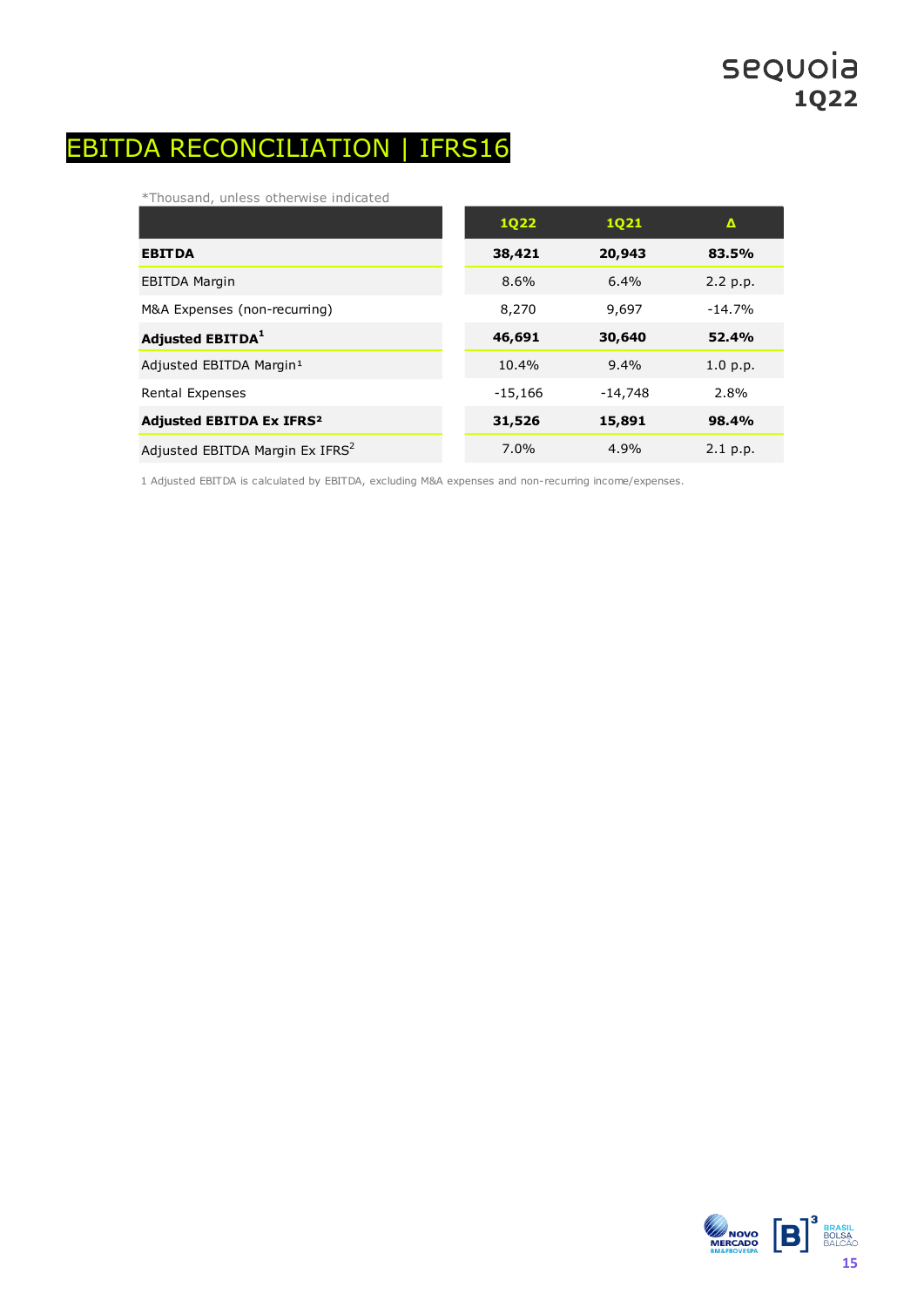# EBITDA RECONCILIATION | IFRS16

*Thousand, unless otherwise indicated

| | 1Q22 | 1Q21 | Δ |
|---|---|---|---|
| **EBITDA** | **38,421** | **20,943** | **83.5%** |
| EBITDA Margin | 8.6% | 6.4% | 2.2 p.p. |
| M&A Expenses (non-recurring) | 8,270 | 9,697 | -14.7% |
| **Adjusted EBITDA[1]** | **46,691** | **30,640** | **52.4%** |
| Adjusted EBITDA Margin[1] | 10.4% | 9.4% | 1.0 p.p. |
| Rental Expenses | -15,166 | -14,748 | 2.8% |
| **Adjusted EBITDA Ex IFRS[2]** | **31,526** | **15,891** | **98.4%** |
| Adjusted EBITDA Margin Ex IFRS[2] | 7.0% | 4.9% | 2.1 p.p. |

1 Adjusted EBITDA is calculated by EBITDA, excluding M&A expenses and non-recurring income/expenses.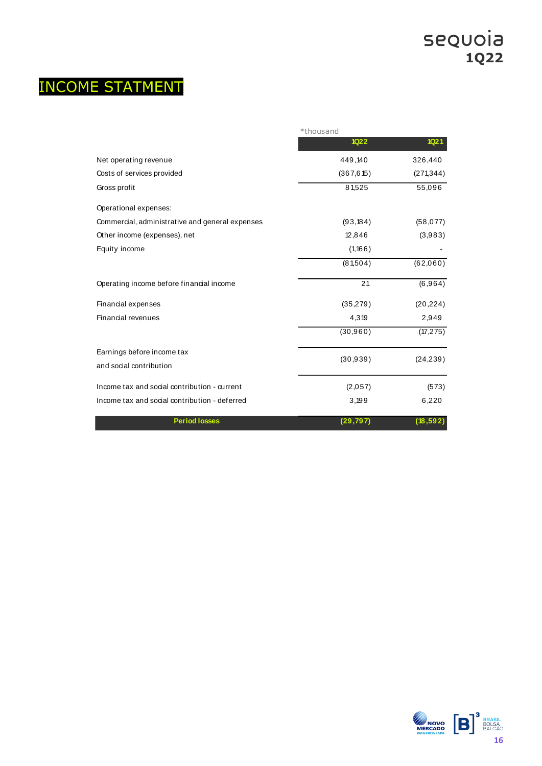# INCOME STATMENT

*thousand

| | 1Q22 | 1Q21 |
|---|---|---|
| Net operating revenue | 449,140 | 326,440 |
| Costs of services provided | (367,615) | (271,344) |
| Gross profit | 81,525 | 55,096 |
| Operational expenses: | | |
| Commercial, administrative and general expenses | (93,184) | (58,077) |
| Other income (expenses), net | 12,846 | (3,983) |
| Equity income | (1,166) | - |
| | (81,504) | (62,060) |
| Operating income before financial income | 21 | (6,964) |
| Financial expenses | (35,279) | (20,224) |
| Financial revenues | 4,319 | 2,949 |
| | (30,960) | (17,275) |
| Earnings before income tax and social contribution | (30,939) | (24,239) |
| Income tax and social contribution - current | (2,057) | (573) |
| Income tax and social contribution - deferred | 3,199 | 6,220 |
| **Period losses** | **(29,797)** | **(18,592)** |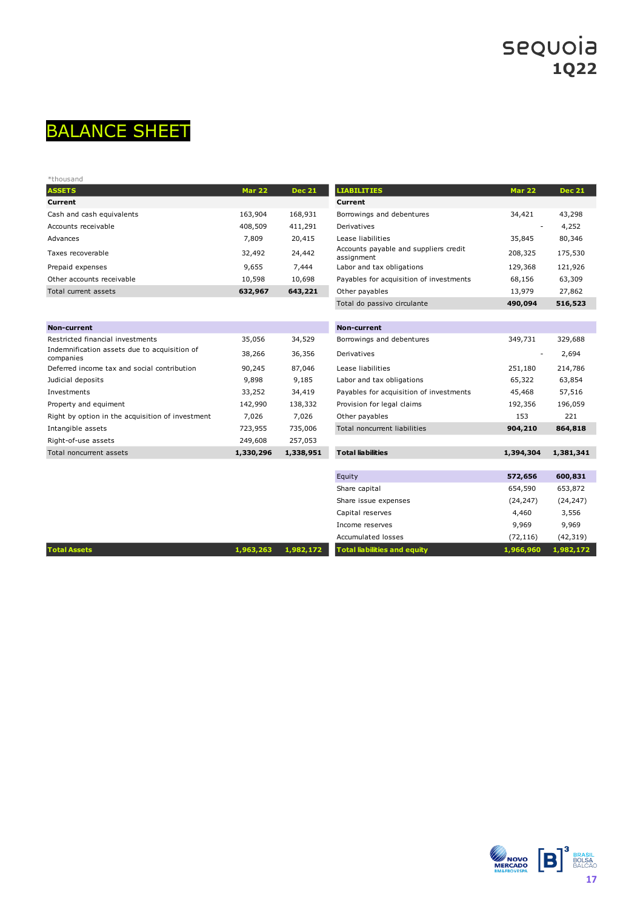# BALANCE SHEET

*thousand

| ASSETS | Mar 22 | Dec 21 |
|---|---|---|
| **Current** | | |
| Cash and cash equivalents | 163,904 | 168,931 |
| Accounts receivable | 408,509 | 411,291 |
| Advances | 7,809 | 20,415 |
| Taxes recoverable | 32,492 | 24,442 |
| Prepaid expenses | 9,655 | 7,444 |
| Other accounts receivable | 10,598 | 10,698 |
| Total current assets | **632,967** | **643,221** |
| **Non-current** | | |
| Restricted financial investments | 35,056 | 34,529 |
| Indemnification assets due to acquisition of companies | 38,266 | 36,356 |
| Deferred income tax and social contribution | 90,245 | 87,046 |
| Judicial deposits | 9,898 | 9,185 |
| Investments | 33,252 | 34,419 |
| Property and equipment | 142,990 | 138,332 |
| Right by option in the acquisition of investment | 7,026 | 7,026 |
| Intangible assets | 723,955 | 735,006 |
| Right-of-use assets | 249,608 | 257,053 |
| Total noncurrent assets | **1,330,296** | **1,338,951** |
| **Total Assets** | **1,963,263** | **1,982,172** |

| LIABILITIES | Mar 22 | Dec 21 |
|---|---|---|
| **Current** | | |
| Borrowings and debentures | 34,421 | 43,298 |
| Derivatives | - | 4,252 |
| Lease liabilities | 35,845 | 80,346 |
| Accounts payable and suppliers credit assignment | 208,325 | 175,530 |
| Labor and tax obligations | 129,368 | 121,926 |
| Payables for acquisition of investments | 68,156 | 63,309 |
| Other payables | 13,979 | 27,862 |
| Total do passivo circulante | **490,094** | **516,523** |
| **Non-current** | | |
| Borrowings and debentures | 349,731 | 329,688 |
| Derivatives | - | 2,694 |
| Lease liabilities | 251,180 | 214,786 |
| Labor and tax obligations | 65,322 | 63,854 |
| Payables for acquisition of investments | 45,468 | 57,516 |
| Provision for legal claims | 192,356 | 196,059 |
| Other payables | 153 | 221 |
| Total noncurrent liabilities | **904,210** | **864,818** |
| **Total liabilities** | **1,394,304** | **1,381,341** |
| Equity | **572,656** | **600,831** |
| Share capital | 654,590 | 653,872 |
| Share issue expenses | (24,247) | (24,247) |
| Capital reserves | 4,460 | 3,556 |
| Income reserves | 9,969 | 9,969 |
| Accumulated losses | (72,116) | (42,319) |
| **Total liabilities and equity** | **1,966,960** | **1,982,172** |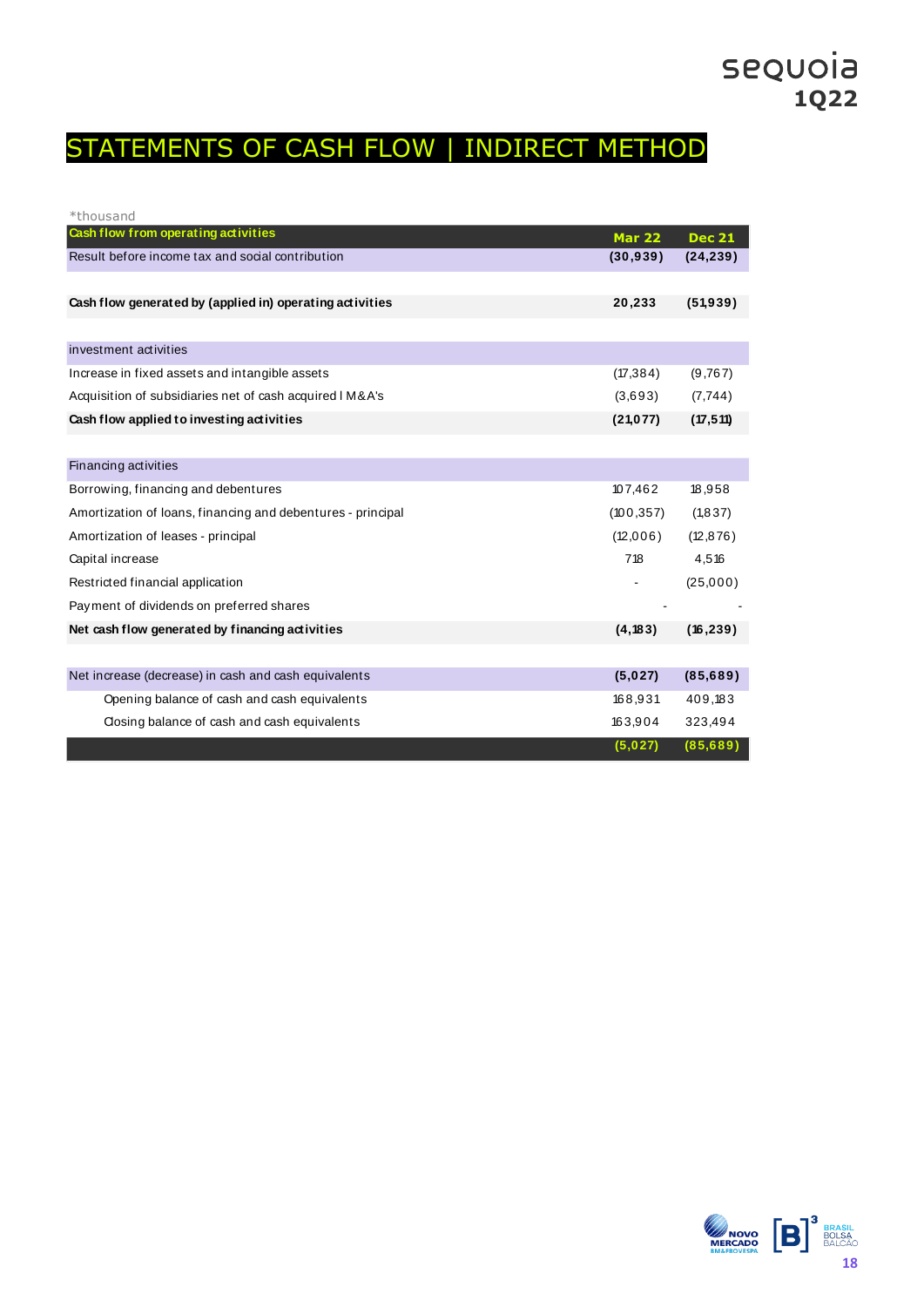# STATEMENTS OF CASH FLOW | INDIRECT METHOD

*thousand

| Cash flow from operating activities | Mar 22 | Dec 21 |
|---|---|---|
| Result before income tax and social contribution | **(30,939)** | **(24,239)** |
| | | |
| **Cash flow generated by (applied in) operating activities** | **20,233** | **(51,939)** |
| | | |
| investment activities | | |
| Increase in fixed assets and intangible assets | (17,384) | (9,767) |
| Acquisition of subsidiaries net of cash acquired I M&A's | (3,693) | (7,744) |
| **Cash flow applied to investing activities** | **(21,077)** | **(17,511)** |
| | | |
| Financing activities | | |
| Borrowing, financing and debentures | 107,462 | 18,958 |
| Amortization of loans, financing and debentures - principal | (100,357) | (1,837) |
| Amortization of leases - principal | (12,006) | (12,876) |
| Capital increase | 718 | 4,516 |
| Restricted financial application | - | (25,000) |
| Payment of dividends on preferred shares | - | - |
| **Net cash flow generated by financing activities** | **(4,183)** | **(16,239)** |
| | | |
| Net increase (decrease) in cash and cash equivalents | **(5,027)** | **(85,689)** |
| Opening balance of cash and cash equivalents | 168,931 | 409,183 |
| Closing balance of cash and cash equivalents | 163,904 | 323,494 |
| | **(5,027)** | **(85,689)** |